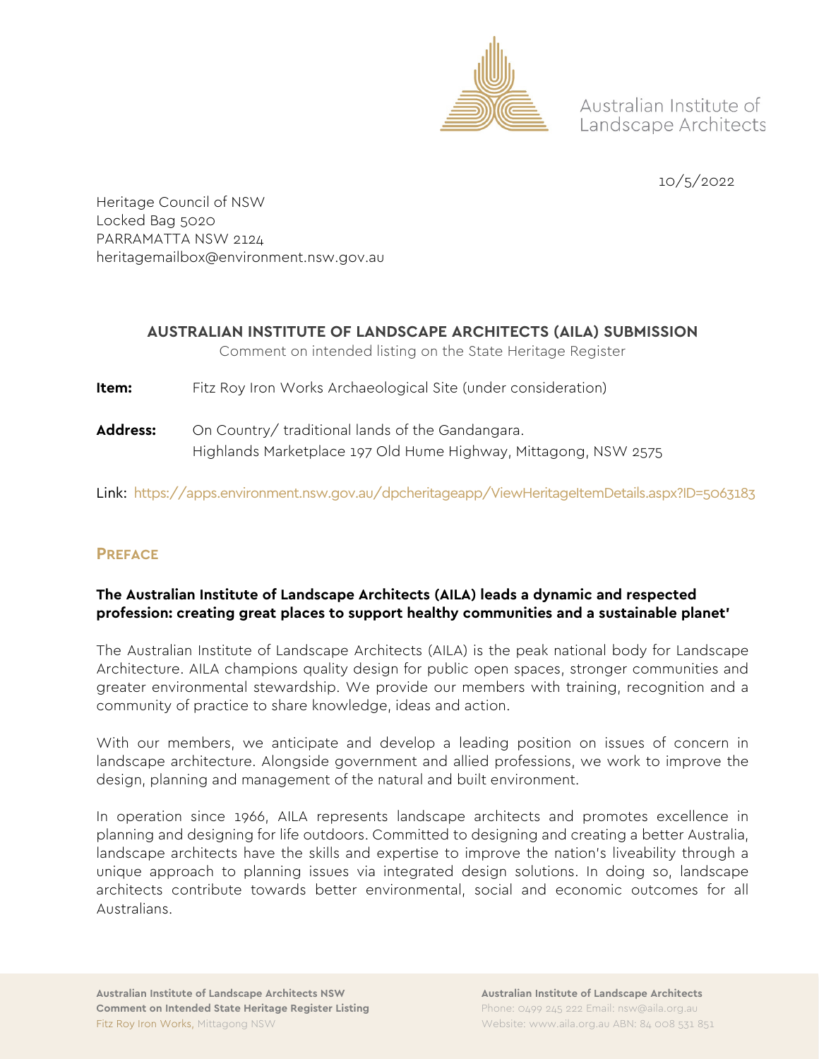Australian Institute of Landscape Architects

10/5/2022

Heritage Council of NSW
Locked Bag 5020
PARRAMATTA NSW 2124
heritagemailbox@environment.nsw.gov.au

## AUSTRALIAN INSTITUTE OF LANDSCAPE ARCHITECTS (AILA) SUBMISSION

Comment on intended listing on the State Heritage Register

**Item:** Fitz Roy Iron Works Archaeological Site (under consideration)

**Address:** On Country/ traditional lands of the Gandangara.
Highlands Marketplace 197 Old Hume Highway, Mittagong, NSW 2575

Link: https://apps.environment.nsw.gov.au/dpcheritageapp/ViewHeritageItemDetails.aspx?ID=5063183

## Preface

**The Australian Institute of Landscape Architects (AILA) leads a dynamic and respected profession: creating great places to support healthy communities and a sustainable planet'**

The Australian Institute of Landscape Architects (AILA) is the peak national body for Landscape Architecture. AILA champions quality design for public open spaces, stronger communities and greater environmental stewardship. We provide our members with training, recognition and a community of practice to share knowledge, ideas and action.

With our members, we anticipate and develop a leading position on issues of concern in landscape architecture. Alongside government and allied professions, we work to improve the design, planning and management of the natural and built environment.

In operation since 1966, AILA represents landscape architects and promotes excellence in planning and designing for life outdoors. Committed to designing and creating a better Australia, landscape architects have the skills and expertise to improve the nation's liveability through a unique approach to planning issues via integrated design solutions. In doing so, landscape architects contribute towards better environmental, social and economic outcomes for all Australians.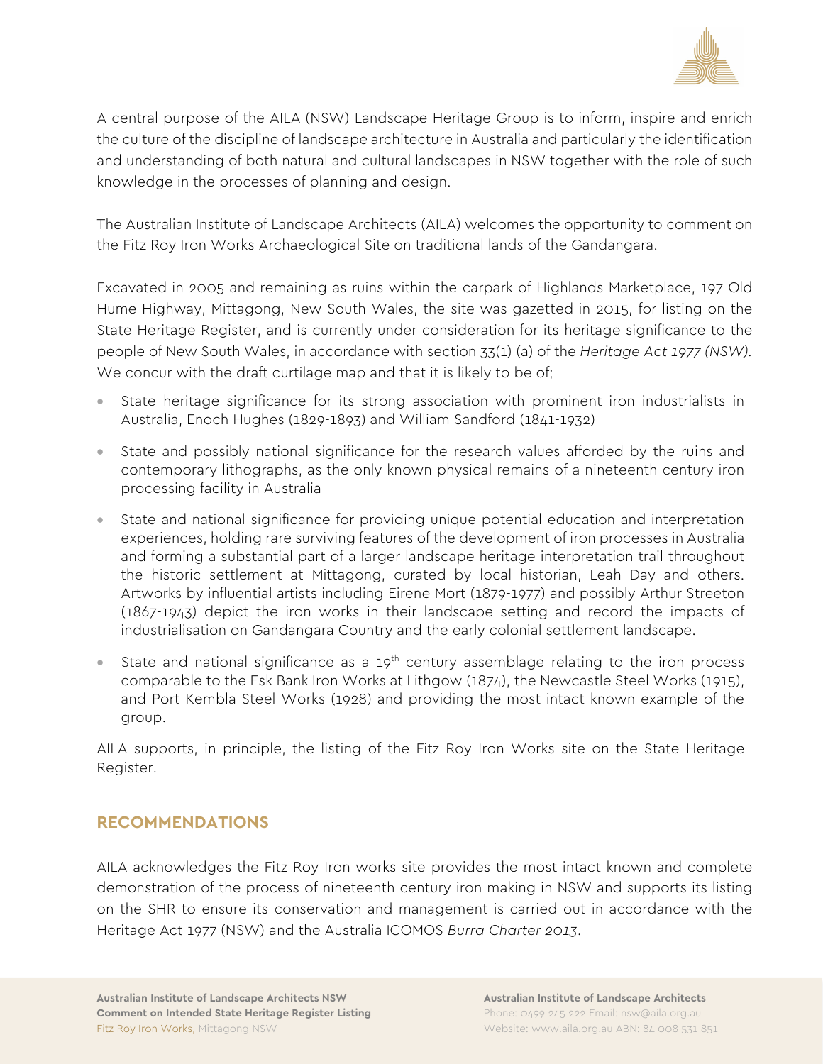A central purpose of the AILA (NSW) Landscape Heritage Group is to inform, inspire and enrich the culture of the discipline of landscape architecture in Australia and particularly the identification and understanding of both natural and cultural landscapes in NSW together with the role of such knowledge in the processes of planning and design.

The Australian Institute of Landscape Architects (AILA) welcomes the opportunity to comment on the Fitz Roy Iron Works Archaeological Site on traditional lands of the Gandangara.

Excavated in 2005 and remaining as ruins within the carpark of Highlands Marketplace, 197 Old Hume Highway, Mittagong, New South Wales, the site was gazetted in 2015, for listing on the State Heritage Register, and is currently under consideration for its heritage significance to the people of New South Wales, in accordance with section 33(1) (a) of the *Heritage Act 1977 (NSW)*. We concur with the draft curtilage map and that it is likely to be of;

- State heritage significance for its strong association with prominent iron industrialists in Australia, Enoch Hughes (1829-1893) and William Sandford (1841-1932)
- State and possibly national significance for the research values afforded by the ruins and contemporary lithographs, as the only known physical remains of a nineteenth century iron processing facility in Australia
- State and national significance for providing unique potential education and interpretation experiences, holding rare surviving features of the development of iron processes in Australia and forming a substantial part of a larger landscape heritage interpretation trail throughout the historic settlement at Mittagong, curated by local historian, Leah Day and others. Artworks by influential artists including Eirene Mort (1879-1977) and possibly Arthur Streeton (1867-1943) depict the iron works in their landscape setting and record the impacts of industrialisation on Gandangara Country and the early colonial settlement landscape.
- State and national significance as a 19th century assemblage relating to the iron process comparable to the Esk Bank Iron Works at Lithgow (1874), the Newcastle Steel Works (1915), and Port Kembla Steel Works (1928) and providing the most intact known example of the group.

AILA supports, in principle, the listing of the Fitz Roy Iron Works site on the State Heritage Register.

## RECOMMENDATIONS

AILA acknowledges the Fitz Roy Iron works site provides the most intact known and complete demonstration of the process of nineteenth century iron making in NSW and supports its listing on the SHR to ensure its conservation and management is carried out in accordance with the Heritage Act 1977 (NSW) and the Australia ICOMOS *Burra Charter 2013*.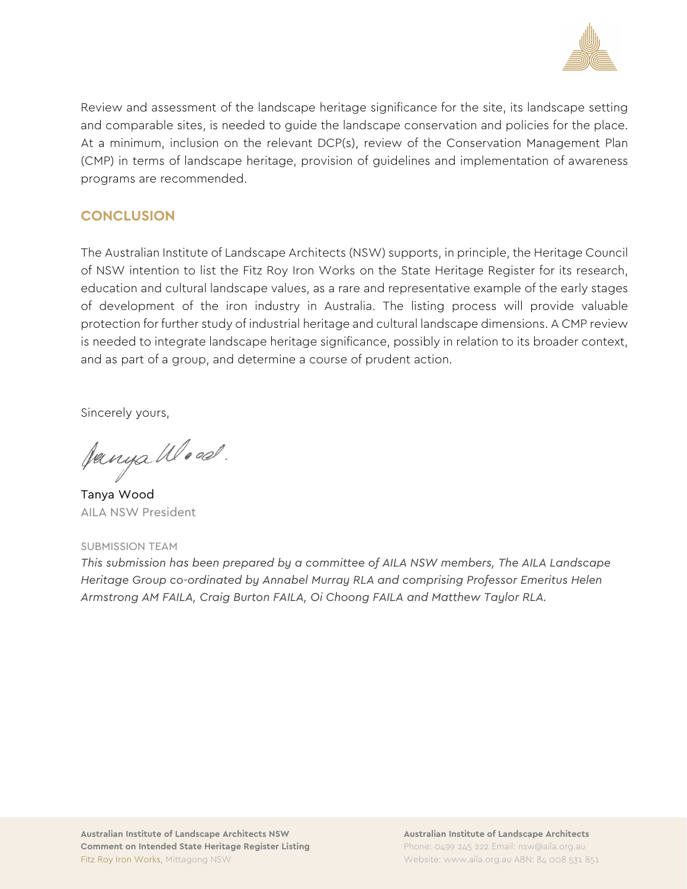Review and assessment of the landscape heritage significance for the site, its landscape setting and comparable sites, is needed to guide the landscape conservation and policies for the place. At a minimum, inclusion on the relevant DCP(s), review of the Conservation Management Plan (CMP) in terms of landscape heritage, provision of guidelines and implementation of awareness programs are recommended.

## CONCLUSION

The Australian Institute of Landscape Architects (NSW) supports, in principle, the Heritage Council of NSW intention to list the Fitz Roy Iron Works on the State Heritage Register for its research, education and cultural landscape values, as a rare and representative example of the early stages of development of the iron industry in Australia. The listing process will provide valuable protection for further study of industrial heritage and cultural landscape dimensions. A CMP review is needed to integrate landscape heritage significance, possibly in relation to its broader context, and as part of a group, and determine a course of prudent action.

Sincerely yours,

Tanya Wood
AILA NSW President

SUBMISSION TEAM

*This submission has been prepared by a committee of AILA NSW members, The AILA Landscape Heritage Group co-ordinated by Annabel Murray RLA and comprising Professor Emeritus Helen Armstrong AM FAILA, Craig Burton FAILA, Oi Choong FAILA and Matthew Taylor RLA.*